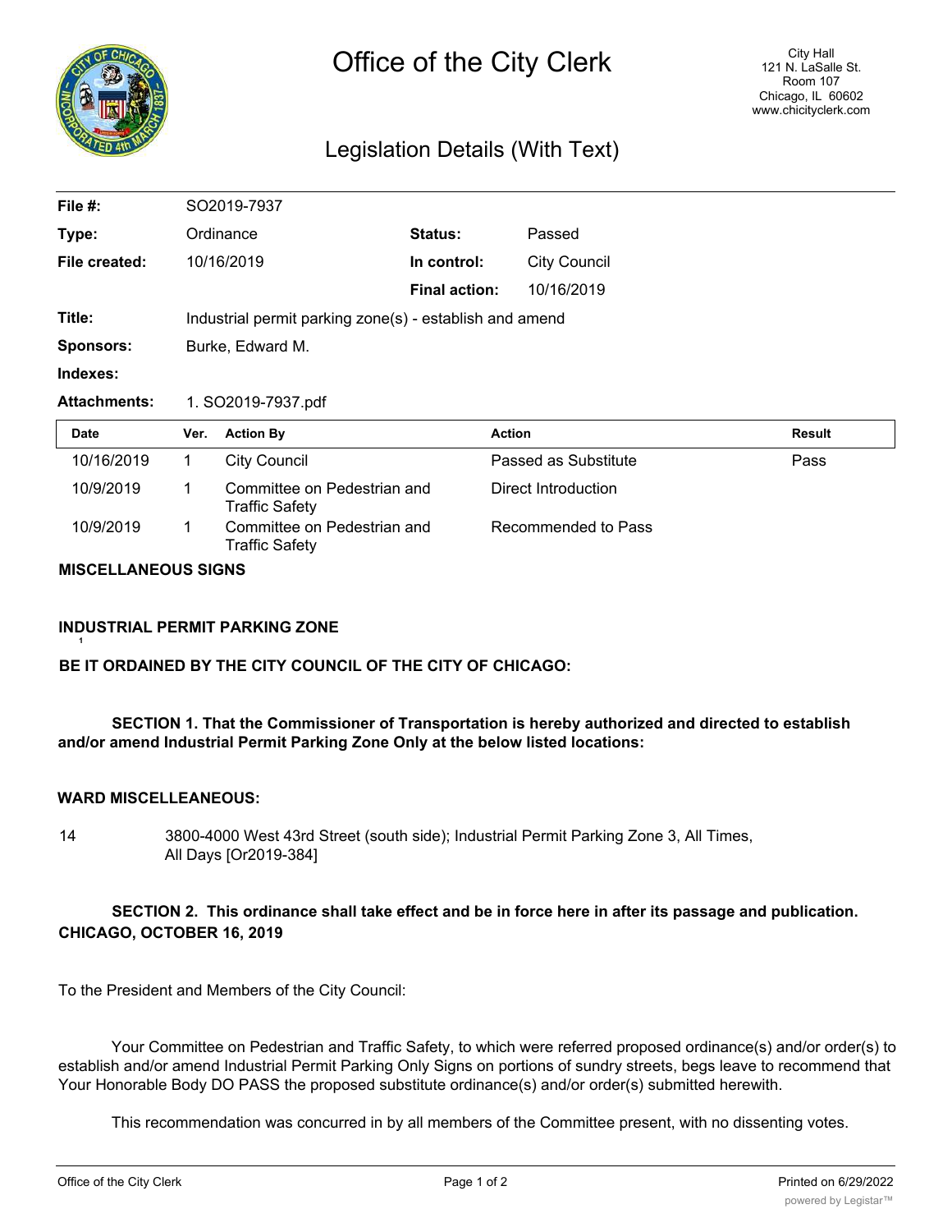# Office of the City Clerk

City Hall
121 N. LaSalle St.
Room 107
Chicago, IL 60602
www.chicityclerk.com

## Legislation Details (With Text)

| | | | |
|---|---|---|---|
| **File #:** | SO2019-7937 | | |
| **Type:** | Ordinance | **Status:** | Passed |
| **File created:** | 10/16/2019 | **In control:** | City Council |
| | | **Final action:** | 10/16/2019 |
| **Title:** | Industrial permit parking zone(s) - establish and amend | | |
| **Sponsors:** | Burke, Edward M. | | |
| **Indexes:** | | | |
| **Attachments:** | 1. SO2019-7937.pdf | | |

| Date | Ver. | Action By | Action | Result |
|---|---|---|---|---|
| 10/16/2019 | 1 | City Council | Passed as Substitute | Pass |
| 10/9/2019 | 1 | Committee on Pedestrian and Traffic Safety | Direct Introduction | |
| 10/9/2019 | 1 | Committee on Pedestrian and Traffic Safety | Recommended to Pass | |

**MISCELLANEOUS SIGNS**

**INDUSTRIAL PERMIT PARKING ZONE**

1

**BE IT ORDAINED BY THE CITY COUNCIL OF THE CITY OF CHICAGO:**

**SECTION 1. That the Commissioner of Transportation is hereby authorized and directed to establish and/or amend Industrial Permit Parking Zone Only at the below listed locations:**

**WARD MISCELLEANEOUS:**

14 3800-4000 West 43rd Street (south side); Industrial Permit Parking Zone 3, All Times, All Days [Or2019-384]

**SECTION 2. This ordinance shall take effect and be in force here in after its passage and publication.**
**CHICAGO, OCTOBER 16, 2019**

To the President and Members of the City Council:

Your Committee on Pedestrian and Traffic Safety, to which were referred proposed ordinance(s) and/or order(s) to establish and/or amend Industrial Permit Parking Only Signs on portions of sundry streets, begs leave to recommend that Your Honorable Body DO PASS the proposed substitute ordinance(s) and/or order(s) submitted herewith.

This recommendation was concurred in by all members of the Committee present, with no dissenting votes.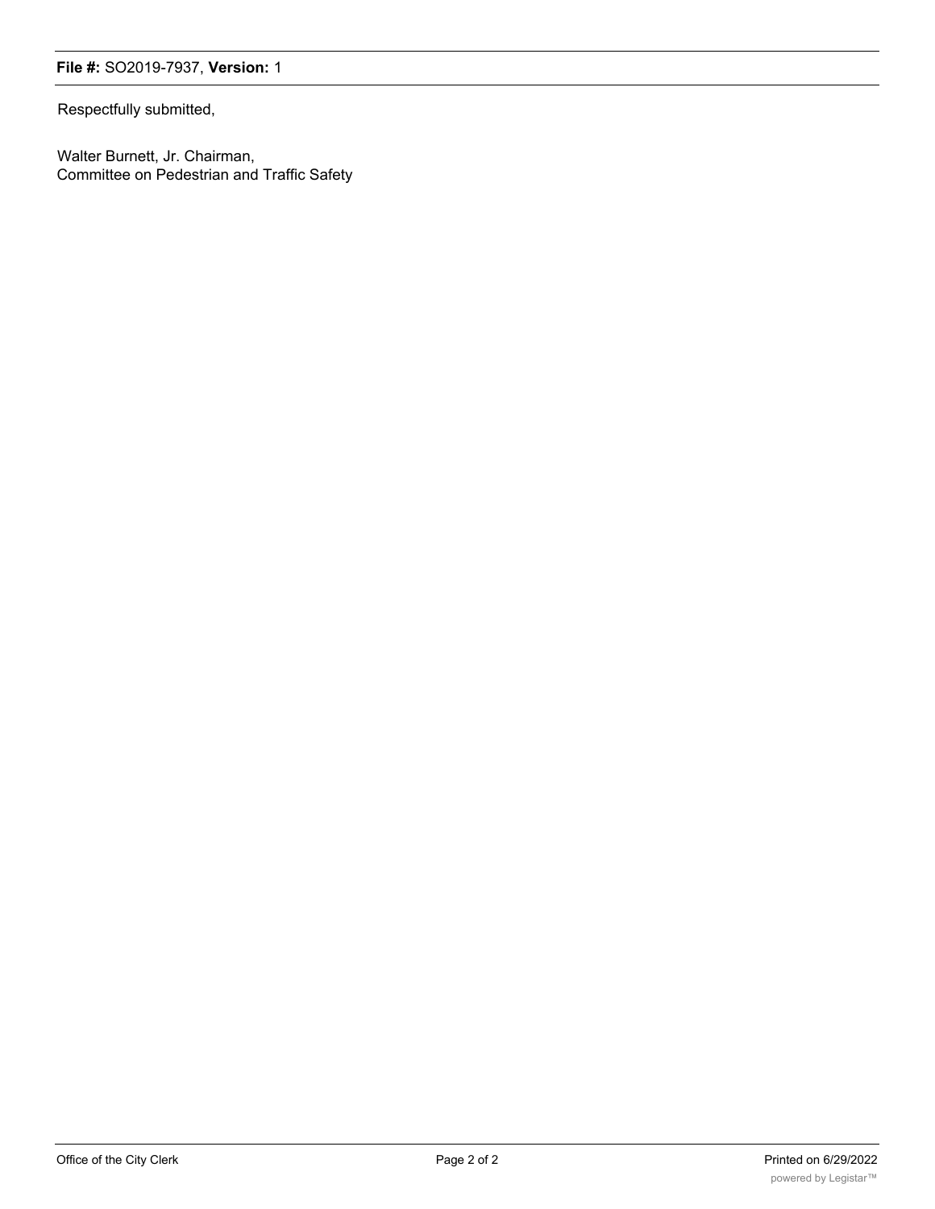Respectfully submitted,

Walter Burnett, Jr. Chairman,
Committee on Pedestrian and Traffic Safety